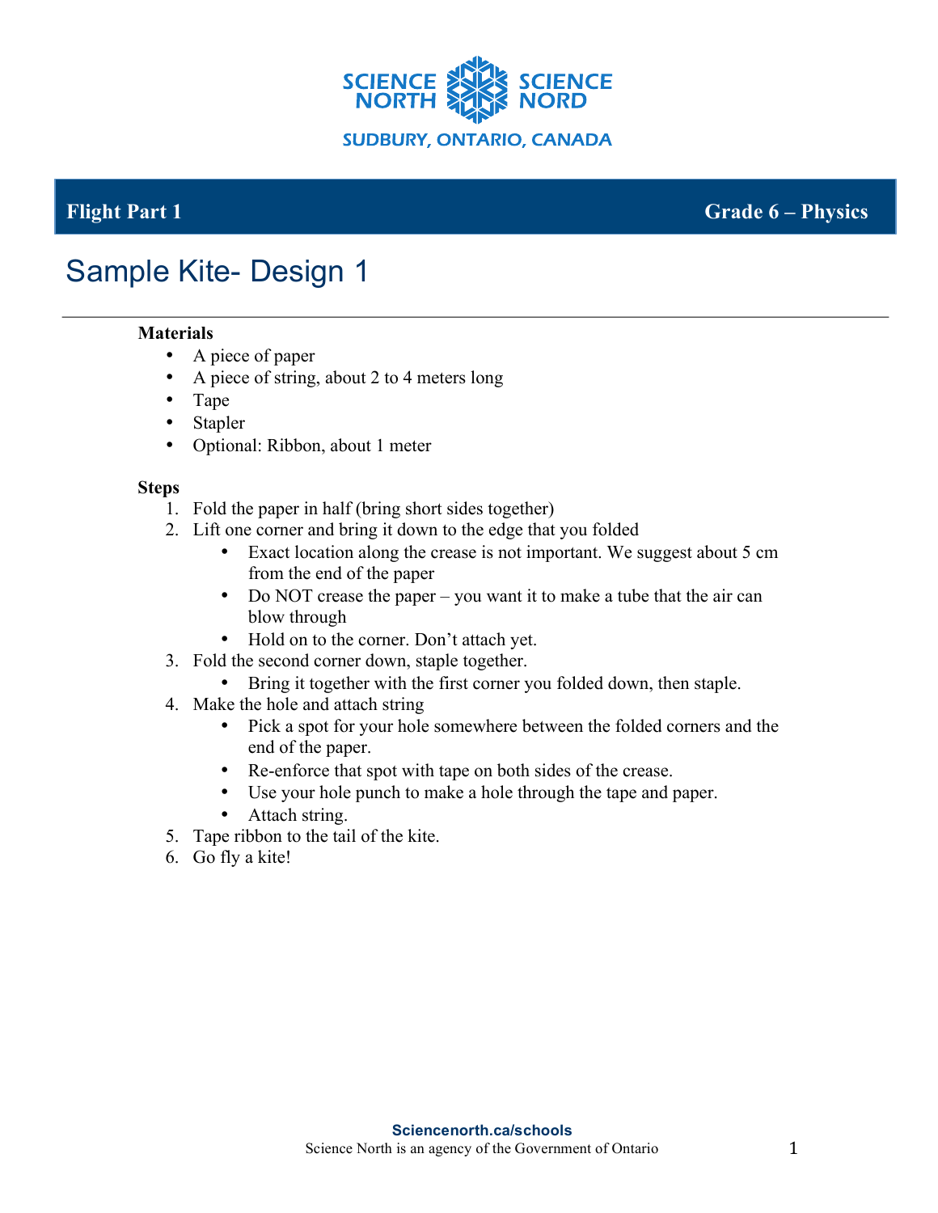SCIENCE NORTH SCIENCE NORD

SUDBURY, ONTARIO, CANADA

**Flight Part 1** **Grade 6 – Physics**

# Sample Kite- Design 1

**Materials**

- A piece of paper
- A piece of string, about 2 to 4 meters long
- Tape
- Stapler
- Optional: Ribbon, about 1 meter

**Steps**

1. Fold the paper in half (bring short sides together)
2. Lift one corner and bring it down to the edge that you folded
   - Exact location along the crease is not important. We suggest about 5 cm from the end of the paper
   - Do NOT crease the paper – you want it to make a tube that the air can blow through
   - Hold on to the corner. Don't attach yet.
3. Fold the second corner down, staple together.
   - Bring it together with the first corner you folded down, then staple.
4. Make the hole and attach string
   - Pick a spot for your hole somewhere between the folded corners and the end of the paper.
   - Re-enforce that spot with tape on both sides of the crease.
   - Use your hole punch to make a hole through the tape and paper.
   - Attach string.
5. Tape ribbon to the tail of the kite.
6. Go fly a kite!

**Sciencenorth.ca/schools**

Science North is an agency of the Government of Ontario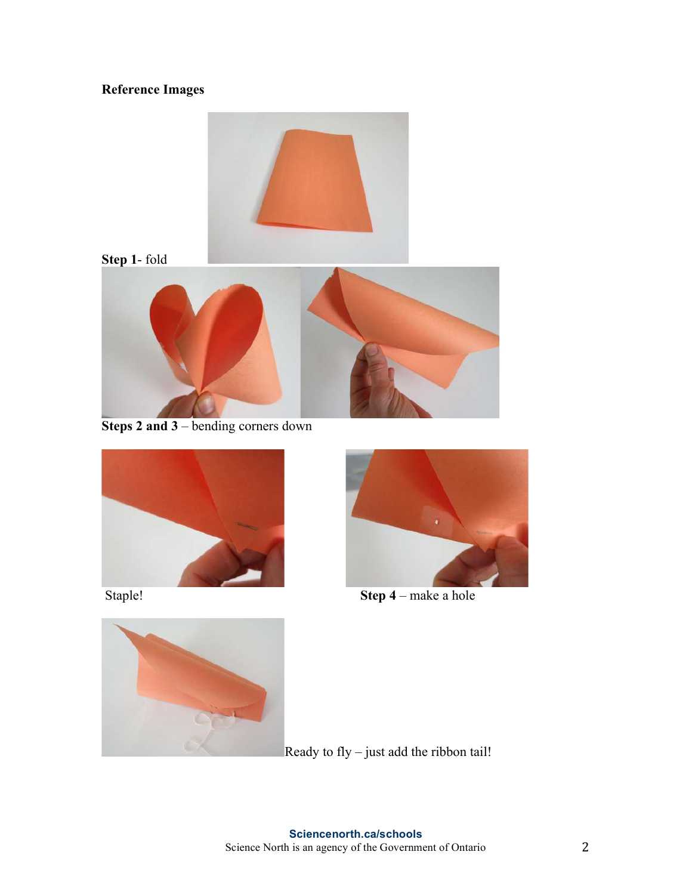**Reference Images**

**Step 1**- fold

**Steps 2 and 3** – bending corners down

Staple!

**Step 4** – make a hole

Ready to fly – just add the ribbon tail!